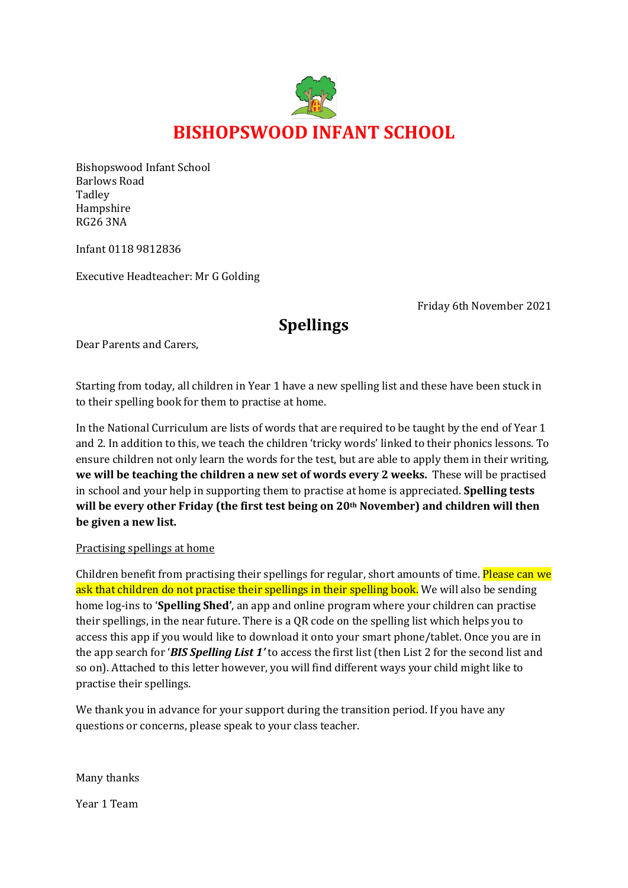# BISHOPSWOOD INFANT SCHOOL

Bishopswood Infant School
Barlows Road
Tadley
Hampshire
RG26 3NA

Infant 0118 9812836

Executive Headteacher: Mr G Golding

Friday 6th November 2021

## Spellings

Dear Parents and Carers,

Starting from today, all children in Year 1 have a new spelling list and these have been stuck in to their spelling book for them to practise at home.

In the National Curriculum are lists of words that are required to be taught by the end of Year 1 and 2. In addition to this, we teach the children 'tricky words' linked to their phonics lessons. To ensure children not only learn the words for the test, but are able to apply them in their writing, **we will be teaching the children a new set of words every 2 weeks.** These will be practised in school and your help in supporting them to practise at home is appreciated. **Spelling tests will be every other Friday (the first test being on 20th November) and children will then be given a new list.**

Practising spellings at home

Children benefit from practising their spellings for regular, short amounts of time. Please can we ask that children do not practise their spellings in their spelling book. We will also be sending home log-ins to '**Spelling Shed**', an app and online program where your children can practise their spellings, in the near future. There is a QR code on the spelling list which helps you to access this app if you would like to download it onto your smart phone/tablet. Once you are in the app search for '***BIS Spelling List 1***' to access the first list (then List 2 for the second list and so on). Attached to this letter however, you will find different ways your child might like to practise their spellings.

We thank you in advance for your support during the transition period. If you have any questions or concerns, please speak to your class teacher.

Many thanks

Year 1 Team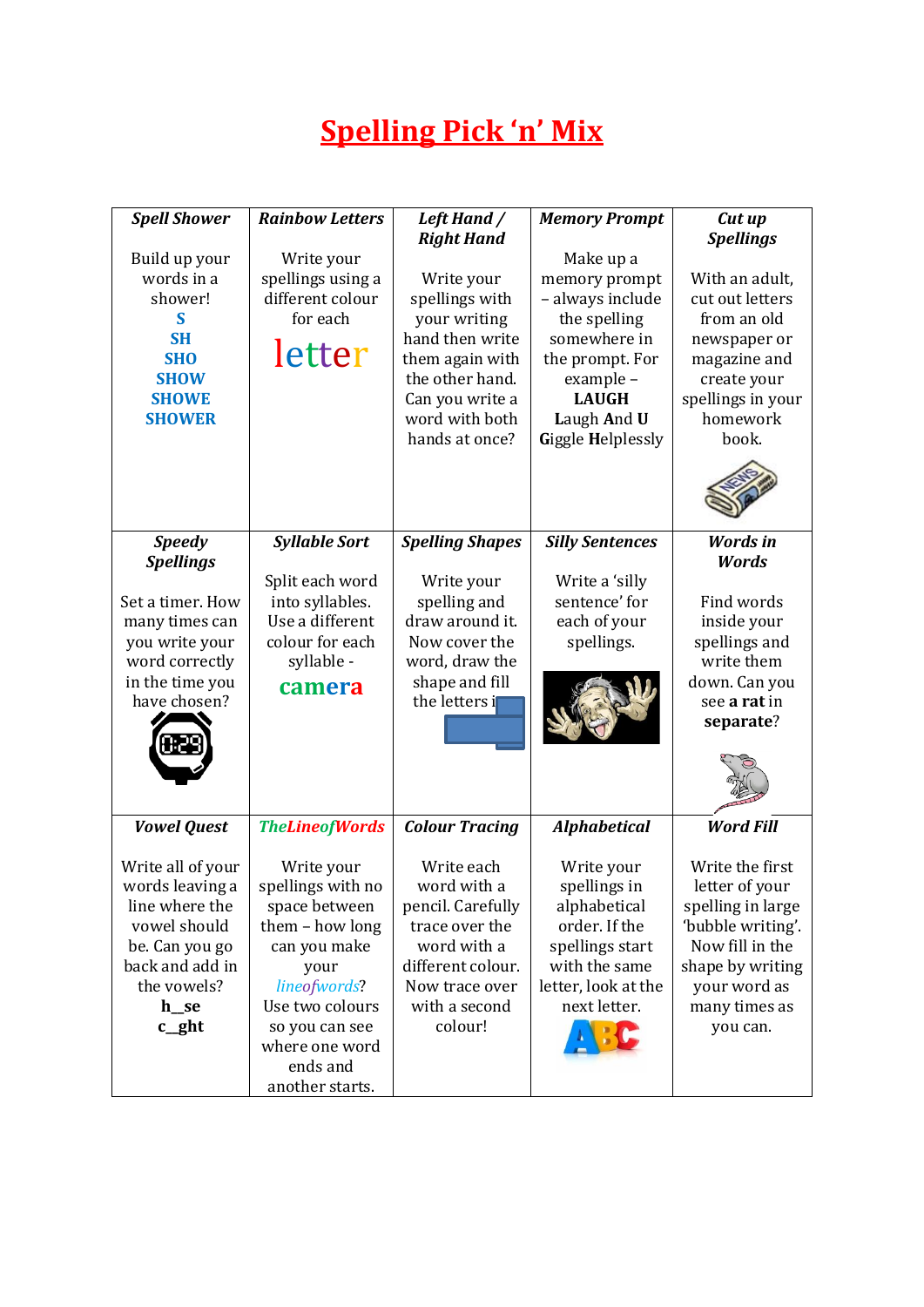# Spelling Pick 'n' Mix

| | | | | |
|---|---|---|---|---|
| ***Spell Shower***<br><br>Build up your words in a shower!<br>**S**<br>**SH**<br>**SHO**<br>**SHOW**<br>**SHOWE**<br>**SHOWER** | ***Rainbow Letters***<br><br>Write your spellings using a different colour for each<br>letter | ***Left Hand / Right Hand***<br><br>Write your spellings with your writing hand then write them again with the other hand. Can you write a word with both hands at once? | ***Memory Prompt***<br><br>Make up a memory prompt – always include the spelling somewhere in the prompt. For example –<br>**LAUGH**<br>**L**augh **A**nd **U**<br>**G**iggle **H**elplessly | ***Cut up Spellings***<br><br>With an adult, cut out letters from an old newspaper or magazine and create your spellings in your homework book. |
| ***Speedy Spellings***<br><br>Set a timer. How many times can you write your word correctly in the time you have chosen? | ***Syllable Sort***<br><br>Split each word into syllables. Use a different colour for each syllable -<br>**camera** | ***Spelling Shapes***<br><br>Write your spelling and draw around it. Now cover the word, draw the shape and fill the letters in | ***Silly Sentences***<br><br>Write a 'silly sentence' for each of your spellings. | ***Words in Words***<br><br>Find words inside your spellings and write them down. Can you see **a rat** in **separate**? |
| ***Vowel Quest***<br><br>Write all of your words leaving a line where the vowel should be. Can you go back and add in the vowels?<br>**h__se**<br>**c_ght** | ***TheLineofWords***<br><br>Write your spellings with no space between them – how long can you make your *lineofwords*? Use two colours so you can see where one word ends and another starts. | ***Colour Tracing***<br><br>Write each word with a pencil. Carefully trace over the word with a different colour. Now trace over with a second colour! | ***Alphabetical***<br><br>Write your spellings in alphabetical order. If the spellings start with the same letter, look at the next letter. | ***Word Fill***<br><br>Write the first letter of your spelling in large 'bubble writing'. Now fill in the shape by writing your word as many times as you can. |